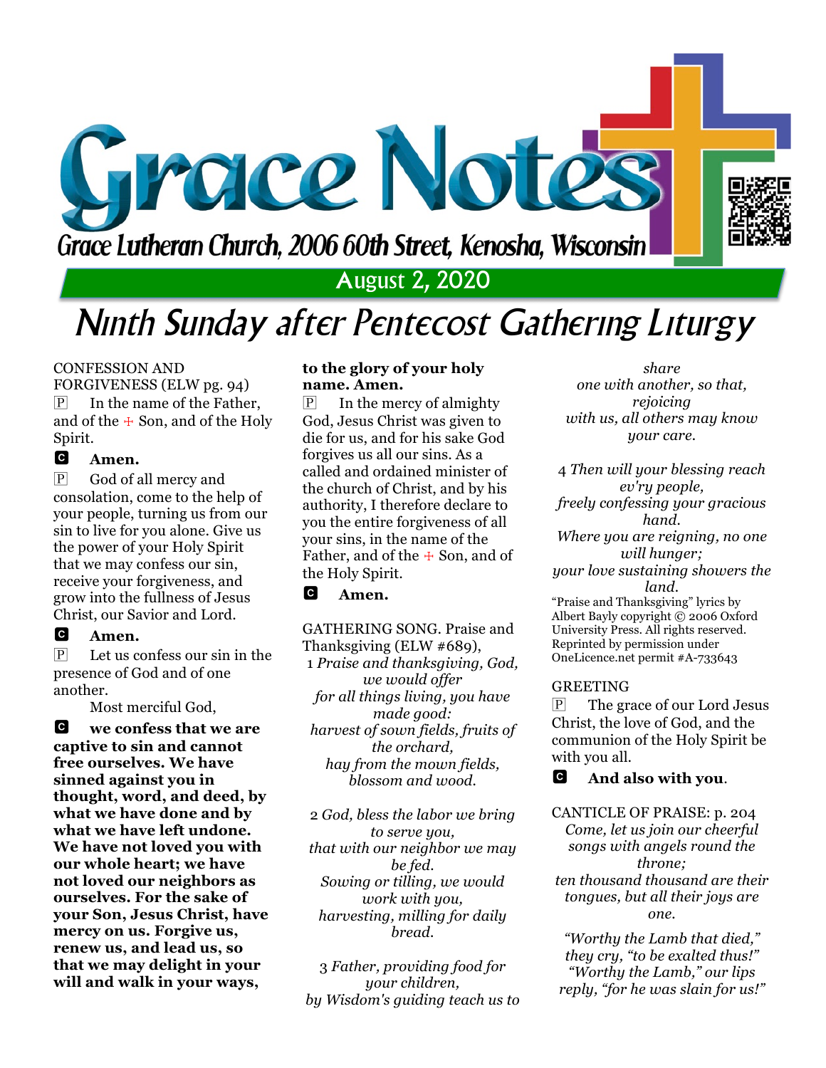# Grace Notes

Grace Lutheran Church, 2006 60th Street, Kenosha, Wisconsin

August 2, 2020

# Ninth Sunday after Pentecost Gathering Liturgy

CONFESSION AND FORGIVENESS (ELW pg. 94)

P In the name of the Father, and of the ☩ Son, and of the Holy Spirit.

C **Amen.**

P God of all mercy and consolation, come to the help of your people, turning us from our sin to live for you alone. Give us the power of your Holy Spirit that we may confess our sin, receive your forgiveness, and grow into the fullness of Jesus Christ, our Savior and Lord.

C **Amen.**

P Let us confess our sin in the presence of God and of one another.

Most merciful God,

C **we confess that we are captive to sin and cannot free ourselves. We have sinned against you in thought, word, and deed, by what we have done and by what we have left undone. We have not loved you with our whole heart; we have not loved our neighbors as ourselves. For the sake of your Son, Jesus Christ, have mercy on us. Forgive us, renew us, and lead us, so that we may delight in your will and walk in your ways, to the glory of your holy name. Amen.**

P In the mercy of almighty God, Jesus Christ was given to die for us, and for his sake God forgives us all our sins. As a called and ordained minister of the church of Christ, and by his authority, I therefore declare to you the entire forgiveness of all your sins, in the name of the Father, and of the ☩ Son, and of the Holy Spirit.

C **Amen.**

GATHERING SONG. Praise and Thanksgiving (ELW #689),

1 *Praise and thanksgiving, God, we would offer*
*for all things living, you have made good:*
*harvest of sown fields, fruits of the orchard,*
*hay from the mown fields, blossom and wood.*

2 *God, bless the labor we bring to serve you,*
*that with our neighbor we may be fed.*
*Sowing or tilling, we would work with you,*
*harvesting, milling for daily bread.*

3 *Father, providing food for your children,*
*by Wisdom's guiding teach us to share*
*one with another, so that, rejoicing*
*with us, all others may know your care.*

4 *Then will your blessing reach ev'ry people,*
*freely confessing your gracious hand.*
*Where you are reigning, no one will hunger;*
*your love sustaining showers the land.*

"Praise and Thanksgiving" lyrics by Albert Bayly copyright © 2006 Oxford University Press. All rights reserved. Reprinted by permission under OneLicence.net permit #A-733643

GREETING

P The grace of our Lord Jesus Christ, the love of God, and the communion of the Holy Spirit be with you all.

C **And also with you.**

CANTICLE OF PRAISE: p. 204

*Come, let us join our cheerful songs with angels round the throne;*
*ten thousand thousand are their tongues, but all their joys are one.*

*"Worthy the Lamb that died," they cry, "to be exalted thus!"*
*"Worthy the Lamb," our lips reply, "for he was slain for us!"*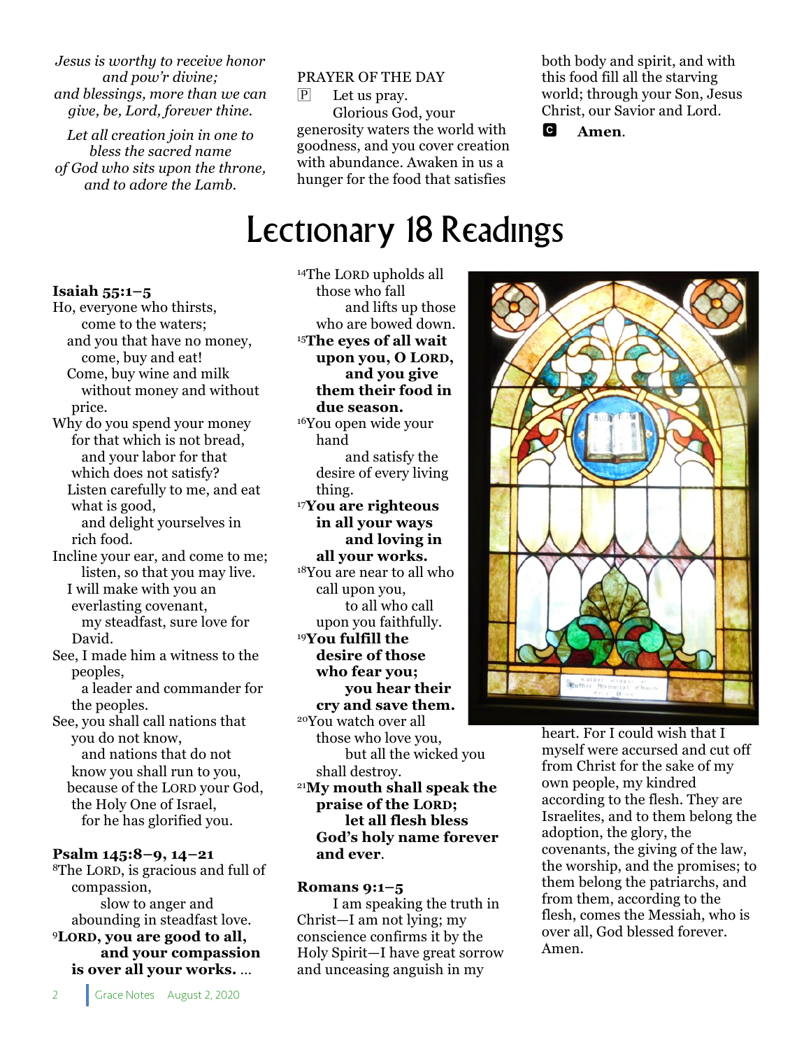*Jesus is worthy to receive honor and pow'r divine;*
*and blessings, more than we can give, be, Lord, forever thine.*

*Let all creation join in one to bless the sacred name*
*of God who sits upon the throne, and to adore the Lamb.*

PRAYER OF THE DAY

P Let us pray.

Glorious God, your generosity waters the world with goodness, and you cover creation with abundance. Awaken in us a hunger for the food that satisfies both body and spirit, and with this food fill all the starving world; through your Son, Jesus Christ, our Savior and Lord.

C **Amen.**

# Lectionary 18 Readings

**Isaiah 55:1–5**

Ho, everyone who thirsts,
come to the waters;
and you that have no money,
come, buy and eat!
Come, buy wine and milk
without money and without price.
Why do you spend your money
for that which is not bread,
and your labor for that which does not satisfy?
Listen carefully to me, and eat what is good,
and delight yourselves in rich food.
Incline your ear, and come to me;
listen, so that you may live.
I will make with you an everlasting covenant,
my steadfast, sure love for David.
See, I made him a witness to the peoples,
a leader and commander for the peoples.
See, you shall call nations that you do not know,
and nations that do not know you shall run to you,
because of the LORD your God,
the Holy One of Israel,
for he has glorified you.

**Psalm 145:8–9, 14–21**

[8]The LORD, is gracious and full of compassion,
slow to anger and abounding in steadfast love.
**[9]LORD, you are good to all,**
**and your compassion is over all your works.** …
[14]The LORD upholds all those who fall
and lifts up those who are bowed down.
**[15]The eyes of all wait upon you, O LORD,**
**and you give them their food in due season.**
[16]You open wide your hand
and satisfy the desire of every living thing.
**[17]You are righteous in all your ways**
**and loving in all your works.**
[18]You are near to all who call upon you,
to all who call upon you faithfully.
**[19]You fulfill the desire of those who fear you;**
**you hear their cry and save them.**
[20]You watch over all those who love you,
but all the wicked you shall destroy.
**[21]My mouth shall speak the praise of the LORD;**
**let all flesh bless God's holy name forever and ever.**

**Romans 9:1–5**

I am speaking the truth in Christ—I am not lying; my conscience confirms it by the Holy Spirit—I have great sorrow and unceasing anguish in my heart. For I could wish that I myself were accursed and cut off from Christ for the sake of my own people, my kindred according to the flesh. They are Israelites, and to them belong the adoption, the glory, the covenants, the giving of the law, the worship, and the promises; to them belong the patriarchs, and from them, according to the flesh, comes the Messiah, who is over all, God blessed forever. Amen.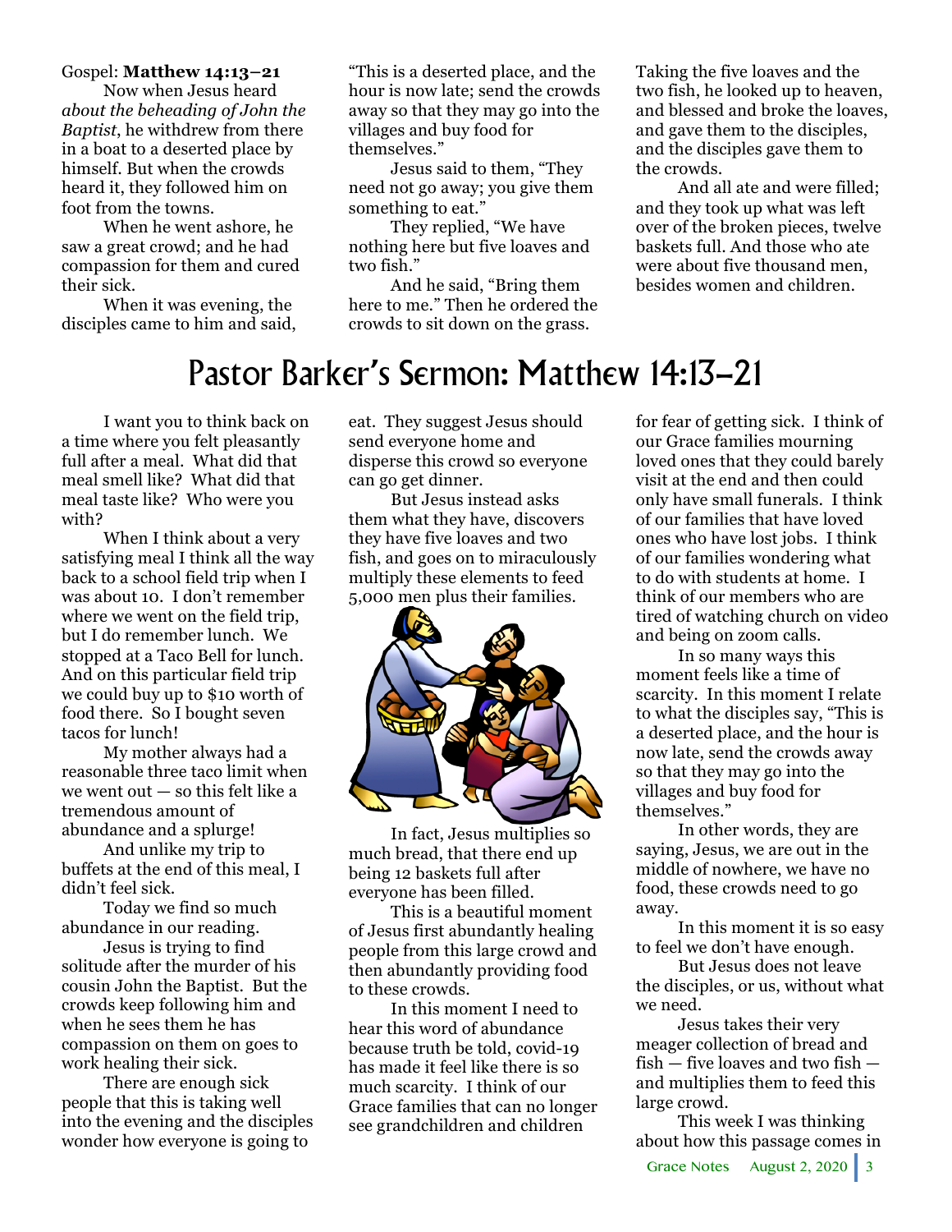Gospel: **Matthew 14:13–21**

Now when Jesus heard *about the beheading of John the Baptist*, he withdrew from there in a boat to a deserted place by himself. But when the crowds heard it, they followed him on foot from the towns.

When he went ashore, he saw a great crowd; and he had compassion for them and cured their sick.

When it was evening, the disciples came to him and said, "This is a deserted place, and the hour is now late; send the crowds away so that they may go into the villages and buy food for themselves."

Jesus said to them, "They need not go away; you give them something to eat."

They replied, "We have nothing here but five loaves and two fish."

And he said, "Bring them here to me." Then he ordered the crowds to sit down on the grass. Taking the five loaves and the two fish, he looked up to heaven, and blessed and broke the loaves, and gave them to the disciples, and the disciples gave them to the crowds.

And all ate and were filled; and they took up what was left over of the broken pieces, twelve baskets full. And those who ate were about five thousand men, besides women and children.

# Pastor Barker's Sermon: Matthew 14:13–21

I want you to think back on a time where you felt pleasantly full after a meal. What did that meal smell like? What did that meal taste like? Who were you with?

When I think about a very satisfying meal I think all the way back to a school field trip when I was about 10. I don't remember where we went on the field trip, but I do remember lunch. We stopped at a Taco Bell for lunch. And on this particular field trip we could buy up to $10 worth of food there. So I bought seven tacos for lunch!

My mother always had a reasonable three taco limit when we went out — so this felt like a tremendous amount of abundance and a splurge!

And unlike my trip to buffets at the end of this meal, I didn't feel sick.

Today we find so much abundance in our reading.

Jesus is trying to find solitude after the murder of his cousin John the Baptist. But the crowds keep following him and when he sees them he has compassion on them on goes to work healing their sick.

There are enough sick people that this is taking well into the evening and the disciples wonder how everyone is going to eat. They suggest Jesus should send everyone home and disperse this crowd so everyone can go get dinner.

But Jesus instead asks them what they have, discovers they have five loaves and two fish, and goes on to miraculously multiply these elements to feed 5,000 men plus their families.

In fact, Jesus multiplies so much bread, that there end up being 12 baskets full after everyone has been filled.

This is a beautiful moment of Jesus first abundantly healing people from this large crowd and then abundantly providing food to these crowds.

In this moment I need to hear this word of abundance because truth be told, covid-19 has made it feel like there is so much scarcity. I think of our Grace families that can no longer see grandchildren and children for fear of getting sick. I think of our Grace families mourning loved ones that they could barely visit at the end and then could only have small funerals. I think of our families that have loved ones who have lost jobs. I think of our families wondering what to do with students at home. I think of our members who are tired of watching church on video and being on zoom calls.

In so many ways this moment feels like a time of scarcity. In this moment I relate to what the disciples say, "This is a deserted place, and the hour is now late, send the crowds away so that they may go into the villages and buy food for themselves."

In other words, they are saying, Jesus, we are out in the middle of nowhere, we have no food, these crowds need to go away.

In this moment it is so easy to feel we don't have enough.

But Jesus does not leave the disciples, or us, without what we need.

Jesus takes their very meager collection of bread and fish — five loaves and two fish — and multiplies them to feed this large crowd.

This week I was thinking about how this passage comes in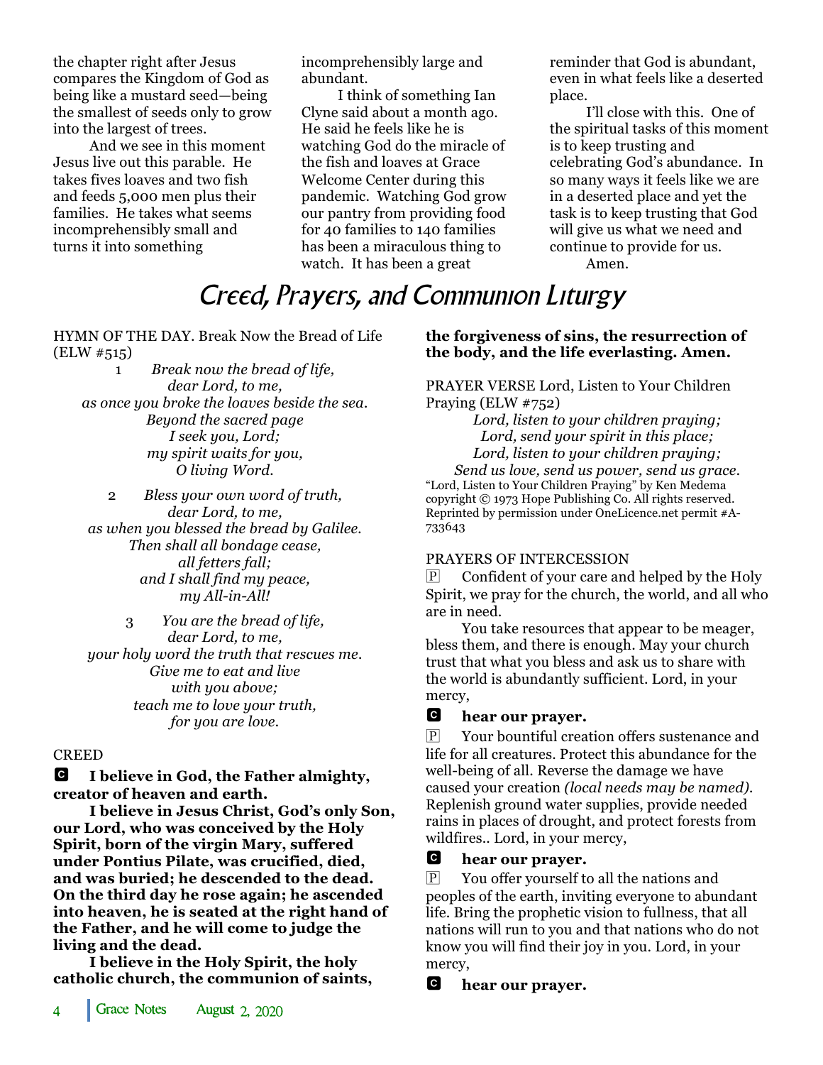the chapter right after Jesus compares the Kingdom of God as being like a mustard seed—being the smallest of seeds only to grow into the largest of trees.

And we see in this moment Jesus live out this parable. He takes fives loaves and two fish and feeds 5,000 men plus their families. He takes what seems incomprehensibly small and turns it into something incomprehensibly large and abundant.

I think of something Ian Clyne said about a month ago. He said he feels like he is watching God do the miracle of the fish and loaves at Grace Welcome Center during this pandemic. Watching God grow our pantry from providing food for 40 families to 140 families has been a miraculous thing to watch. It has been a great reminder that God is abundant, even in what feels like a deserted place.

I'll close with this. One of the spiritual tasks of this moment is to keep trusting and celebrating God's abundance. In so many ways it feels like we are in a deserted place and yet the task is to keep trusting that God will give us what we need and continue to provide for us.

Amen.

# Creed, Prayers, and Communion Liturgy

HYMN OF THE DAY. Break Now the Bread of Life (ELW #515)

1 *Break now the bread of life,*
*dear Lord, to me,*
*as once you broke the loaves beside the sea.*
*Beyond the sacred page*
*I seek you, Lord;*
*my spirit waits for you,*
*O living Word.*

2 *Bless your own word of truth,*
*dear Lord, to me,*
*as when you blessed the bread by Galilee.*
*Then shall all bondage cease,*
*all fetters fall;*
*and I shall find my peace,*
*my All-in-All!*

3 *You are the bread of life,*
*dear Lord, to me,*
*your holy word the truth that rescues me.*
*Give me to eat and live*
*with you above;*
*teach me to love your truth,*
*for you are love.*

CREED

C **I believe in God, the Father almighty, creator of heaven and earth.**

**I believe in Jesus Christ, God's only Son, our Lord, who was conceived by the Holy Spirit, born of the virgin Mary, suffered under Pontius Pilate, was crucified, died, and was buried; he descended to the dead. On the third day he rose again; he ascended into heaven, he is seated at the right hand of the Father, and he will come to judge the living and the dead.**

**I believe in the Holy Spirit, the holy catholic church, the communion of saints, the forgiveness of sins, the resurrection of the body, and the life everlasting. Amen.**

PRAYER VERSE Lord, Listen to Your Children Praying (ELW #752)

*Lord, listen to your children praying;*
*Lord, send your spirit in this place;*
*Lord, listen to your children praying;*
*Send us love, send us power, send us grace.*

"Lord, Listen to Your Children Praying" by Ken Medema copyright © 1973 Hope Publishing Co. All rights reserved. Reprinted by permission under OneLicence.net permit #A-733643

PRAYERS OF INTERCESSION

P Confident of your care and helped by the Holy Spirit, we pray for the church, the world, and all who are in need.

You take resources that appear to be meager, bless them, and there is enough. May your church trust that what you bless and ask us to share with the world is abundantly sufficient. Lord, in your mercy,

C **hear our prayer.**

P Your bountiful creation offers sustenance and life for all creatures. Protect this abundance for the well-being of all. Reverse the damage we have caused your creation *(local needs may be named)*. Replenish ground water supplies, provide needed rains in places of drought, and protect forests from wildfires.. Lord, in your mercy,

C **hear our prayer.**

P You offer yourself to all the nations and peoples of the earth, inviting everyone to abundant life. Bring the prophetic vision to fullness, that all nations will run to you and that nations who do not know you will find their joy in you. Lord, in your mercy,

C **hear our prayer.**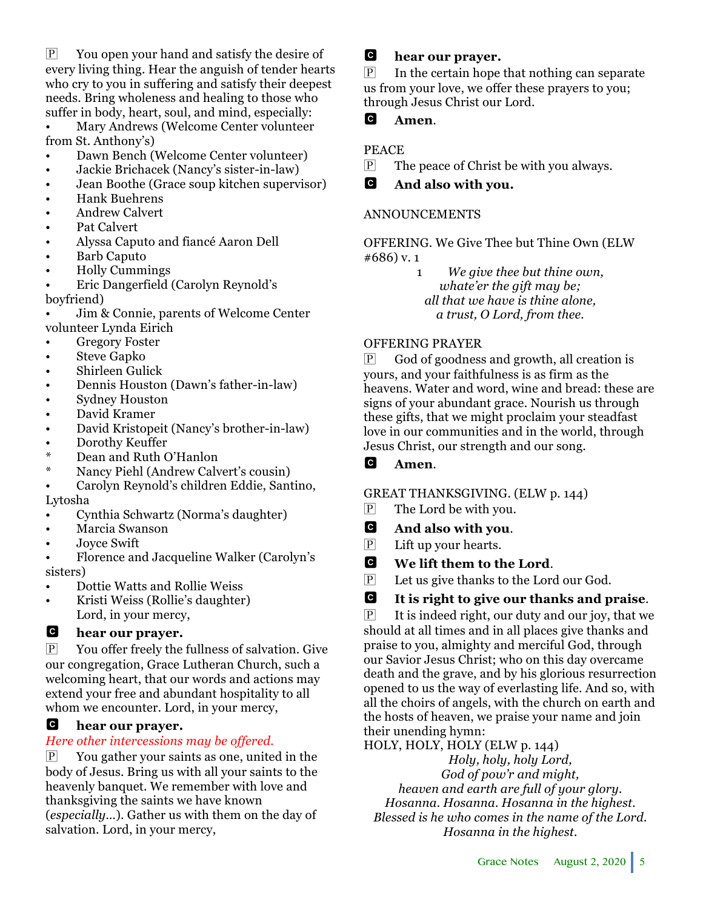P You open your hand and satisfy the desire of every living thing. Hear the anguish of tender hearts who cry to you in suffering and satisfy their deepest needs. Bring wholeness and healing to those who suffer in body, heart, soul, and mind, especially:

- Mary Andrews (Welcome Center volunteer from St. Anthony's)
- Dawn Bench (Welcome Center volunteer)
- Jackie Brichacek (Nancy's sister-in-law)
- Jean Boothe (Grace soup kitchen supervisor)
- Hank Buehrens
- Andrew Calvert
- Pat Calvert
- Alyssa Caputo and fiancé Aaron Dell
- Barb Caputo
- Holly Cummings
- Eric Dangerfield (Carolyn Reynold's boyfriend)
- Jim & Connie, parents of Welcome Center volunteer Lynda Eirich
- Gregory Foster
- Steve Gapko
- Shirleen Gulick
- Dennis Houston (Dawn's father-in-law)
- Sydney Houston
- David Kramer
- David Kristopeit (Nancy's brother-in-law)
- Dorothy Keuffer

\* Dean and Ruth O'Hanlon

\* Nancy Piehl (Andrew Calvert's cousin)

- Carolyn Reynold's children Eddie, Santino, Lytosha
- Cynthia Schwartz (Norma's daughter)
- Marcia Swanson
- Joyce Swift
- Florence and Jacqueline Walker (Carolyn's sisters)
- Dottie Watts and Rollie Weiss
- Kristi Weiss (Rollie's daughter)

Lord, in your mercy,

C **hear our prayer.**

P You offer freely the fullness of salvation. Give our congregation, Grace Lutheran Church, such a welcoming heart, that our words and actions may extend your free and abundant hospitality to all whom we encounter. Lord, in your mercy,

C **hear our prayer.**

*Here other intercessions may be offered.*

P You gather your saints as one, united in the body of Jesus. Bring us with all your saints to the heavenly banquet. We remember with love and thanksgiving the saints we have known (*especially…*). Gather us with them on the day of salvation. Lord, in your mercy,

C **hear our prayer.**

P In the certain hope that nothing can separate us from your love, we offer these prayers to you; through Jesus Christ our Lord.

C **Amen.**

PEACE

P The peace of Christ be with you always.

C **And also with you.**

ANNOUNCEMENTS

OFFERING. We Give Thee but Thine Own (ELW #686) v. 1

1 *We give thee but thine own,*
*whate'er the gift may be;*
*all that we have is thine alone,*
*a trust, O Lord, from thee.*

OFFERING PRAYER

P God of goodness and growth, all creation is yours, and your faithfulness is as firm as the heavens. Water and word, wine and bread: these are signs of your abundant grace. Nourish us through these gifts, that we might proclaim your steadfast love in our communities and in the world, through Jesus Christ, our strength and our song.

C **Amen.**

GREAT THANKSGIVING. (ELW p. 144)

P The Lord be with you.

C **And also with you.**

P Lift up your hearts.

C **We lift them to the Lord.**

P Let us give thanks to the Lord our God.

C **It is right to give our thanks and praise.**

P It is indeed right, our duty and our joy, that we should at all times and in all places give thanks and praise to you, almighty and merciful God, through our Savior Jesus Christ; who on this day overcame death and the grave, and by his glorious resurrection opened to us the way of everlasting life. And so, with all the choirs of angels, with the church on earth and the hosts of heaven, we praise your name and join their unending hymn:

HOLY, HOLY, HOLY (ELW p. 144)

*Holy, holy, holy Lord,*
*God of pow'r and might,*
*heaven and earth are full of your glory.*
*Hosanna. Hosanna. Hosanna in the highest.*
*Blessed is he who comes in the name of the Lord.*
*Hosanna in the highest.*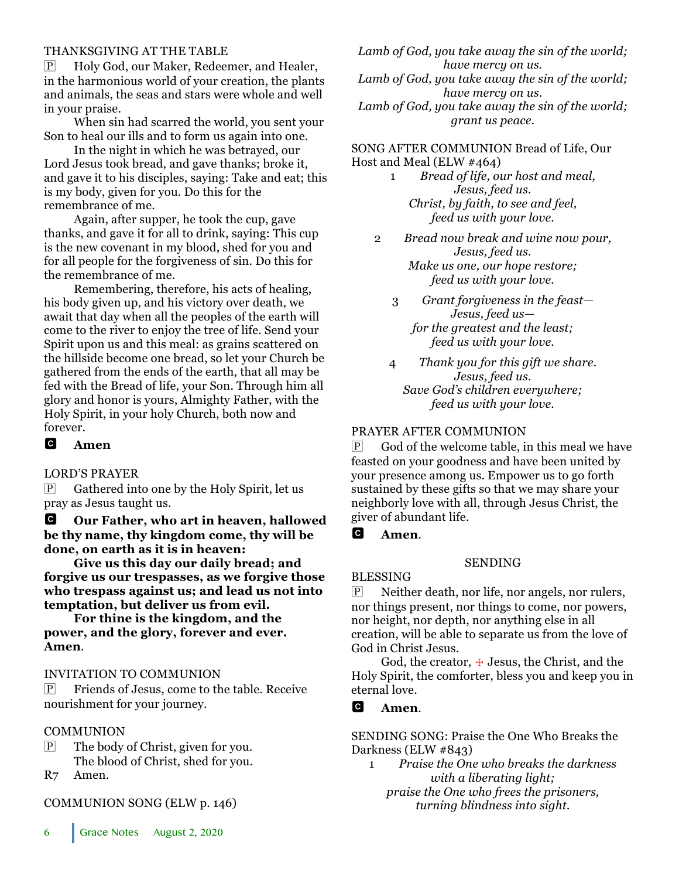THANKSGIVING AT THE TABLE

P Holy God, our Maker, Redeemer, and Healer, in the harmonious world of your creation, the plants and animals, the seas and stars were whole and well in your praise.

When sin had scarred the world, you sent your Son to heal our ills and to form us again into one.

In the night in which he was betrayed, our Lord Jesus took bread, and gave thanks; broke it, and gave it to his disciples, saying: Take and eat; this is my body, given for you. Do this for the remembrance of me.

Again, after supper, he took the cup, gave thanks, and gave it for all to drink, saying: This cup is the new covenant in my blood, shed for you and for all people for the forgiveness of sin. Do this for the remembrance of me.

Remembering, therefore, his acts of healing, his body given up, and his victory over death, we await that day when all the peoples of the earth will come to the river to enjoy the tree of life. Send your Spirit upon us and this meal: as grains scattered on the hillside become one bread, so let your Church be gathered from the ends of the earth, that all may be fed with the Bread of life, your Son. Through him all glory and honor is yours, Almighty Father, with the Holy Spirit, in your holy Church, both now and forever.

C **Amen**

LORD'S PRAYER

P Gathered into one by the Holy Spirit, let us pray as Jesus taught us.

C **Our Father, who art in heaven, hallowed be thy name, thy kingdom come, thy will be done, on earth as it is in heaven:**

**Give us this day our daily bread; and forgive us our trespasses, as we forgive those who trespass against us; and lead us not into temptation, but deliver us from evil.**

**For thine is the kingdom, and the power, and the glory, forever and ever. Amen.**

INVITATION TO COMMUNION

P Friends of Jesus, come to the table. Receive nourishment for your journey.

COMMUNION

P The body of Christ, given for you.
The blood of Christ, shed for you.

R7 Amen.

COMMUNION SONG (ELW p. 146)

*Lamb of God, you take away the sin of the world;*
*have mercy on us.*
*Lamb of God, you take away the sin of the world;*
*have mercy on us.*
*Lamb of God, you take away the sin of the world;*
*grant us peace.*

SONG AFTER COMMUNION Bread of Life, Our Host and Meal (ELW #464)

1 *Bread of life, our host and meal,*
*Jesus, feed us.*
*Christ, by faith, to see and feel,*
*feed us with your love.*

2 *Bread now break and wine now pour,*
*Jesus, feed us.*
*Make us one, our hope restore;*
*feed us with your love.*

3 *Grant forgiveness in the feast—*
*Jesus, feed us—*
*for the greatest and the least;*
*feed us with your love.*

4 *Thank you for this gift we share.*
*Jesus, feed us.*
*Save God's children everywhere;*
*feed us with your love.*

PRAYER AFTER COMMUNION

P God of the welcome table, in this meal we have feasted on your goodness and have been united by your presence among us. Empower us to go forth sustained by these gifts so that we may share your neighborly love with all, through Jesus Christ, the giver of abundant life.

C **Amen.**

SENDING

BLESSING

P Neither death, nor life, nor angels, nor rulers, nor things present, nor things to come, nor powers, nor height, nor depth, nor anything else in all creation, will be able to separate us from the love of God in Christ Jesus.

God, the creator, ☩ Jesus, the Christ, and the Holy Spirit, the comforter, bless you and keep you in eternal love.

C **Amen.**

SENDING SONG: Praise the One Who Breaks the Darkness (ELW #843)

1 *Praise the One who breaks the darkness*
*with a liberating light;*
*praise the One who frees the prisoners,*
*turning blindness into sight.*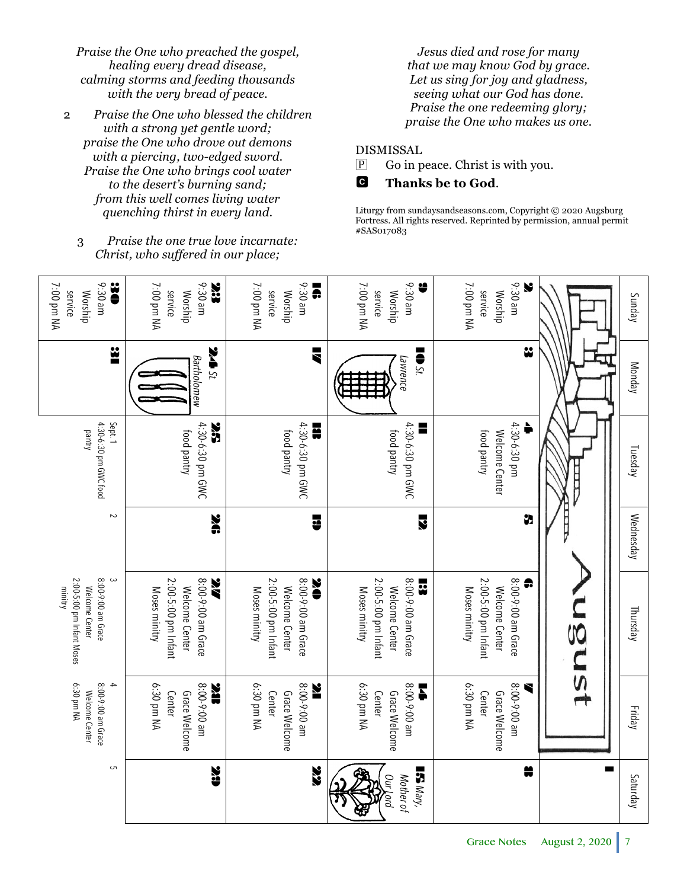*Praise the One who preached the gospel,*
*healing every dread disease,*
*calming storms and feeding thousands*
*with the very bread of peace.*

2 *Praise the One who blessed the children*
*with a strong yet gentle word;*
*praise the One who drove out demons*
*with a piercing, two-edged sword.*
*Praise the One who brings cool water*
*to the desert's burning sand;*
*from this well comes living water*
*quenching thirst in every land.*

3 *Praise the one true love incarnate:*
*Christ, who suffered in our place;*
*Jesus died and rose for many*
*that we may know God by grace.*
*Let us sing for joy and gladness,*
*seeing what our God has done.*
*Praise the one redeeming glory;*
*praise the One who makes us one.*

DISMISSAL

P Go in peace. Christ is with you.

C **Thanks be to God.**

Liturgy from sundaysandseasons.com, Copyright © 2020 Augsburg Fortress. All rights reserved. Reprinted by permission, annual permit #SAS017083

## August

| Sunday | Monday | Tuesday | Wednesday | Thursday | Friday | Saturday |
|---|---|---|---|---|---|---|
| | | | | | | 1 |
| 2 9:30 am Worship service 7:00 pm NA | 3 | 4 4:30-6:30 pm Welcome Center food pantry | 5 | 6 8:00-9:00 am Grace Welcome Center 2:00-5:00 pm Infant Moses minitry | 7 8:00-9:00 am Grace Welcome Center 6:30 pm NA | 8 |
| 9 9:30 am Worship service 7:00 pm NA | 10 St. Lawrence | 11 4:30-6:30 pm GWC food pantry | 12 | 13 8:00-9:00 am Grace Welcome Center 2:00-5:00 pm Infant Moses minitry | 14 8:00-9:00 am Grace Welcome Center 6:30 pm NA | 15 Mary, Mother of Our Lord |
| 16 9:30 am Worship service 7:00 pm NA | 17 | 18 4:30-6:30 pm GWC food pantry | 19 | 20 8:00-9:00 am Grace Welcome Center 2:00-5:00 pm Infant Moses minitry | 21 8:00-9:00 am Grace Welcome Center 6:30 pm NA | 22 |
| 23 9:30 am Worship service 7:00 pm NA | 24 St. Bartholomew | 25 4:30-6:30 pm GWC food pantry | 26 | 27 8:00-9:00 am Grace Welcome Center 2:00-5:00 pm Infant Moses minitry | 28 8:00-9:00 am Grace Welcome Center 6:30 pm NA | 29 |
| 30 9:30 am Worship service 7:00 pm NA | 31 | Sept. 1 4:30-6:30 pm GWC food pantry | 2 | 3 8:00-9:00 am Grace Welcome Center 2:00-5:00 pm Infant Moses minitry | 4 8:00-9:00 am Grace Welcome Center 6:30 pm NA | 5 |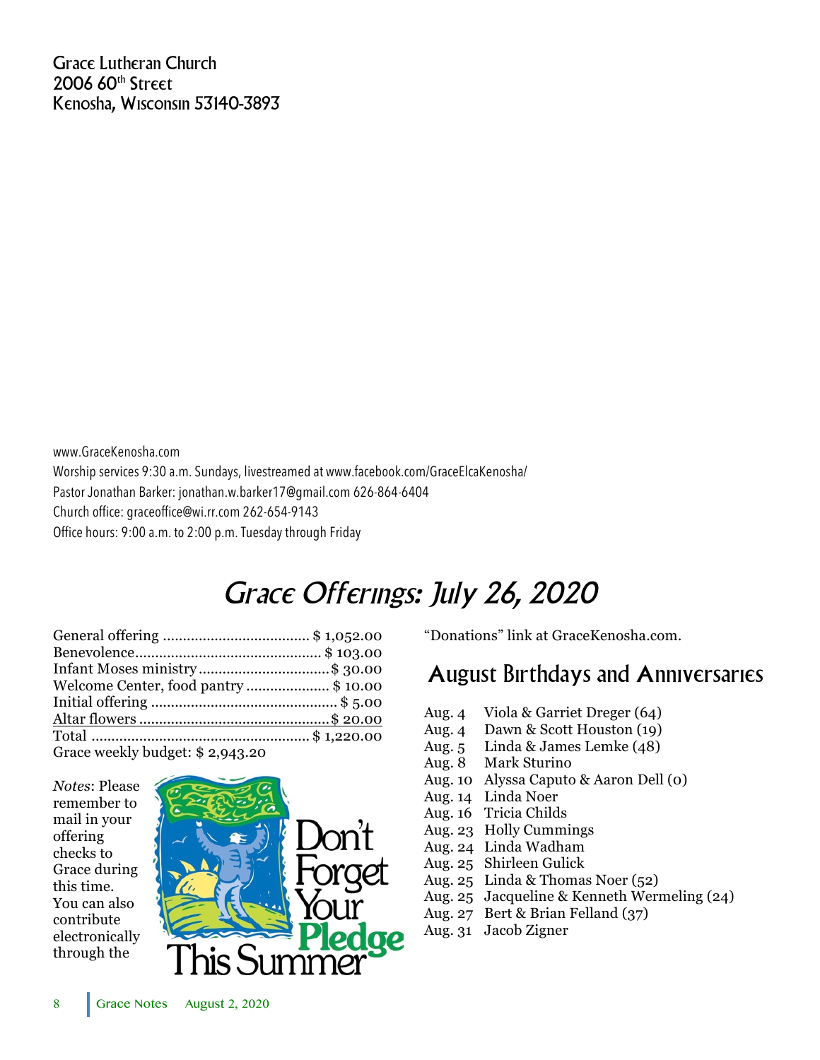Grace Lutheran Church
2006 60th Street
Kenosha, Wisconsin 53140-3893

www.GraceKenosha.com

Worship services 9:30 a.m. Sundays, livestreamed at www.facebook.com/GraceElcaKenosha/

Pastor Jonathan Barker: jonathan.w.barker17@gmail.com 626-864-6404

Church office: graceoffice@wi.rr.com 262-654-9143

Office hours: 9:00 a.m. to 2:00 p.m. Tuesday through Friday

# Grace Offerings: July 26, 2020

| | |
|---|---|
| General offering | $ 1,052.00 |
| Benevolence | $ 103.00 |
| Infant Moses ministry | $ 30.00 |
| Welcome Center, food pantry | $ 10.00 |
| Initial offering | $ 5.00 |
| Altar flowers | $ 20.00 |
| Total | $ 1,220.00 |

Grace weekly budget: $ 2,943.20

*Notes*: Please remember to mail in your offering checks to Grace during this time. You can also contribute electronically through the "Donations" link at GraceKenosha.com.

Don't Forget Your Pledge This Summer

## August Birthdays and Anniversaries

| | |
|---|---|
| Aug. 4 | Viola & Garriet Dreger (64) |
| Aug. 4 | Dawn & Scott Houston (19) |
| Aug. 5 | Linda & James Lemke (48) |
| Aug. 8 | Mark Sturino |
| Aug. 10 | Alyssa Caputo & Aaron Dell (0) |
| Aug. 14 | Linda Noer |
| Aug. 16 | Tricia Childs |
| Aug. 23 | Holly Cummings |
| Aug. 24 | Linda Wadham |
| Aug. 25 | Shirleen Gulick |
| Aug. 25 | Linda & Thomas Noer (52) |
| Aug. 25 | Jacqueline & Kenneth Wermeling (24) |
| Aug. 27 | Bert & Brian Felland (37) |
| Aug. 31 | Jacob Zigner |